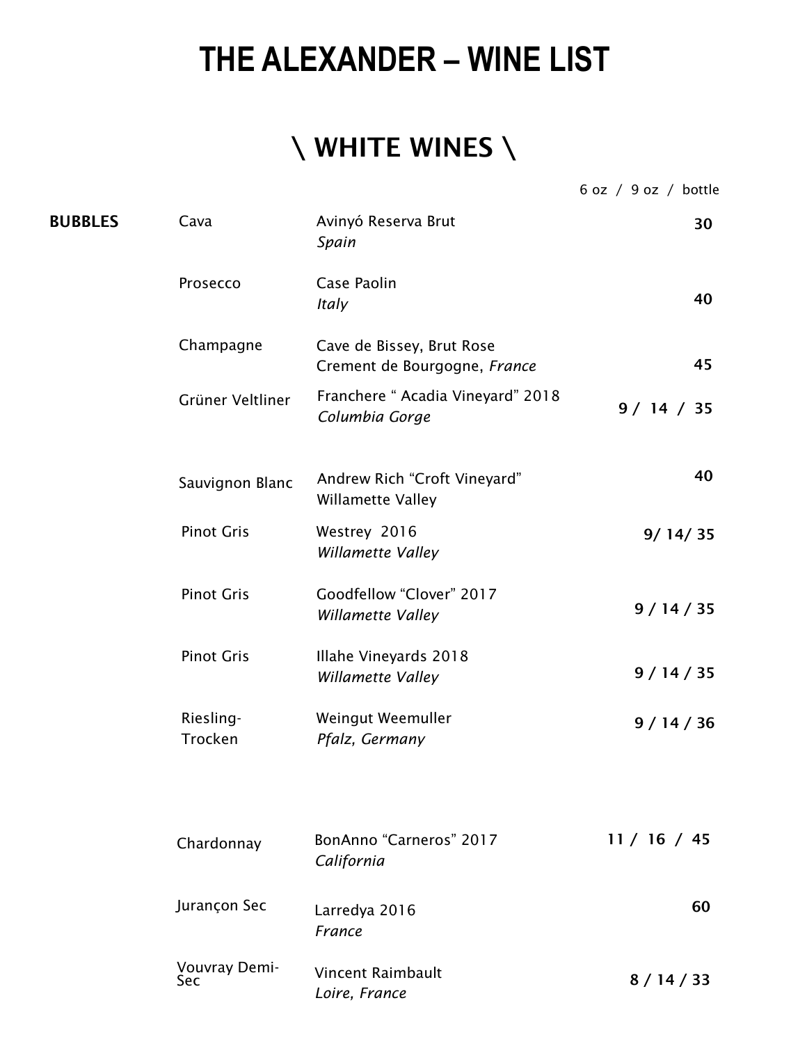# THE ALEXANDER – WINE LIST

## \ WHITE WINES \

| | | | 6 oz / 9 oz / bottle |
|---|---|---|---|
| **BUBBLES** | Cava | Avinyó Reserva Brut<br>*Spain* | **30** |
| | Prosecco | Case Paolin<br>*Italy* | **40** |
| | Champagne | Cave de Bissey, Brut Rose<br>Crement de Bourgogne, *France* | **45** |
| | Grüner Veltliner | Franchere " Acadia Vineyard" 2018<br>*Columbia Gorge* | **9 / 14 / 35** |
| | Sauvignon Blanc | Andrew Rich "Croft Vineyard"<br>Willamette Valley | **40** |
| | Pinot Gris | Westrey 2016<br>*Willamette Valley* | **9/ 14/ 35** |
| | Pinot Gris | Goodfellow "Clover" 2017<br>*Willamette Valley* | **9 / 14 / 35** |
| | Pinot Gris | Illahe Vineyards 2018<br>*Willamette Valley* | **9 / 14 / 35** |
| | Riesling-Trocken | Weingut Weemuller<br>*Pfalz, Germany* | **9 / 14 / 36** |
| | Chardonnay | BonAnno "Carneros" 2017<br>*California* | **11 / 16 / 45** |
| | Jurançon Sec | Larredya 2016<br>*France* | **60** |
| | Vouvray Demi-Sec | Vincent Raimbault<br>*Loire, France* | **8 / 14 / 33** |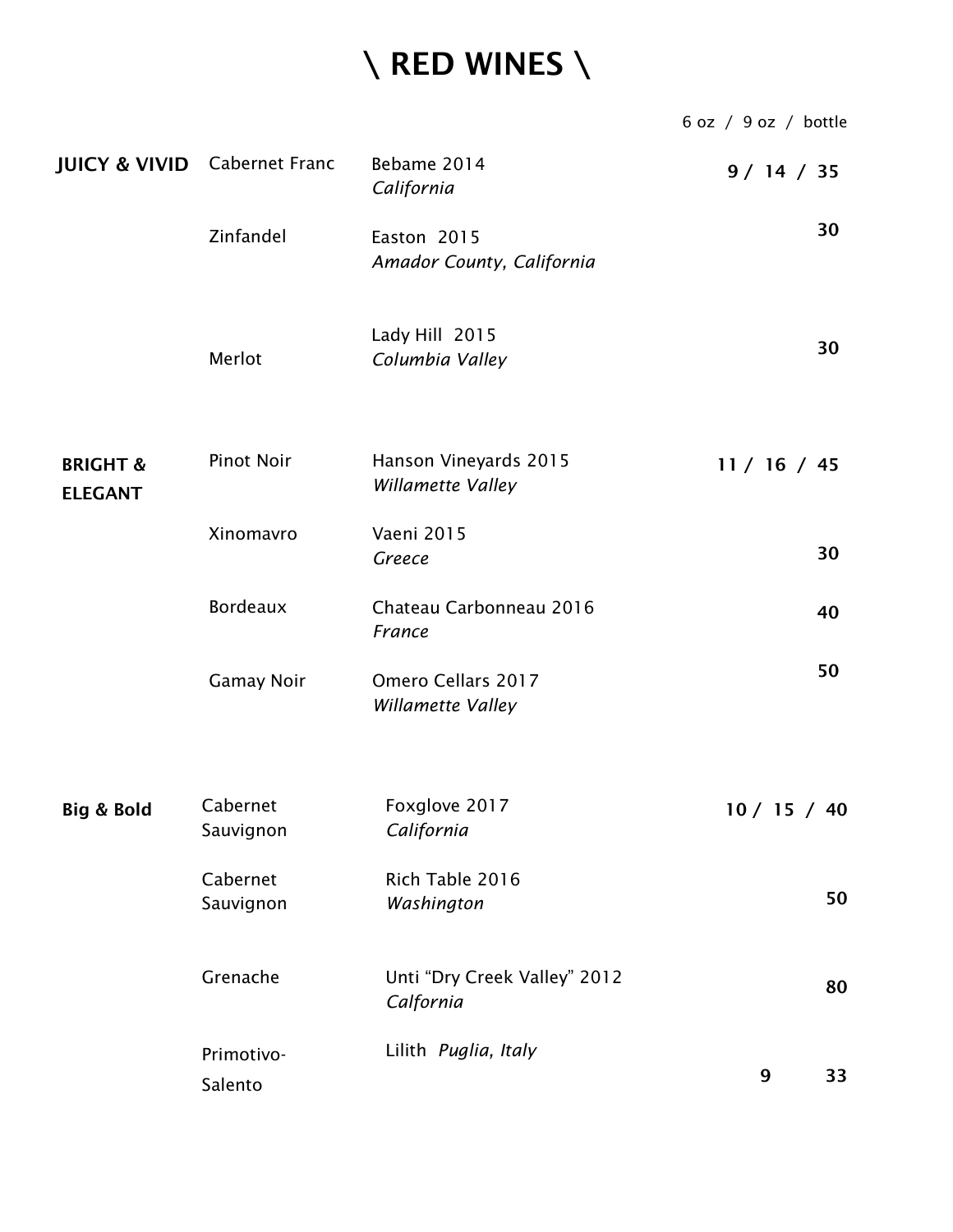# \ RED WINES \

| | | | 6 oz / 9 oz / bottle |
|---|---|---|---|
| **JUICY & VIVID** | Cabernet Franc | Bebame 2014<br>*California* | **9 / 14 / 35** |
| | Zinfandel | Easton 2015<br>*Amador County, California* | **30** |
| | Merlot | Lady Hill 2015<br>*Columbia Valley* | **30** |
| **BRIGHT & ELEGANT** | Pinot Noir | Hanson Vineyards 2015<br>*Willamette Valley* | **11 / 16 / 45** |
| | Xinomavro | Vaeni 2015<br>*Greece* | **30** |
| | Bordeaux | Chateau Carbonneau 2016<br>*France* | **40** |
| | Gamay Noir | Omero Cellars 2017<br>*Willamette Valley* | **50** |
| **Big & Bold** | Cabernet Sauvignon | Foxglove 2017<br>*California* | **10 / 15 / 40** |
| | Cabernet Sauvignon | Rich Table 2016<br>*Washington* | **50** |
| | Grenache | Unti "Dry Creek Valley" 2012<br>*Calfornia* | **80** |
| | Primotivo-Salento | Lilith *Puglia, Italy* | **9 33** |